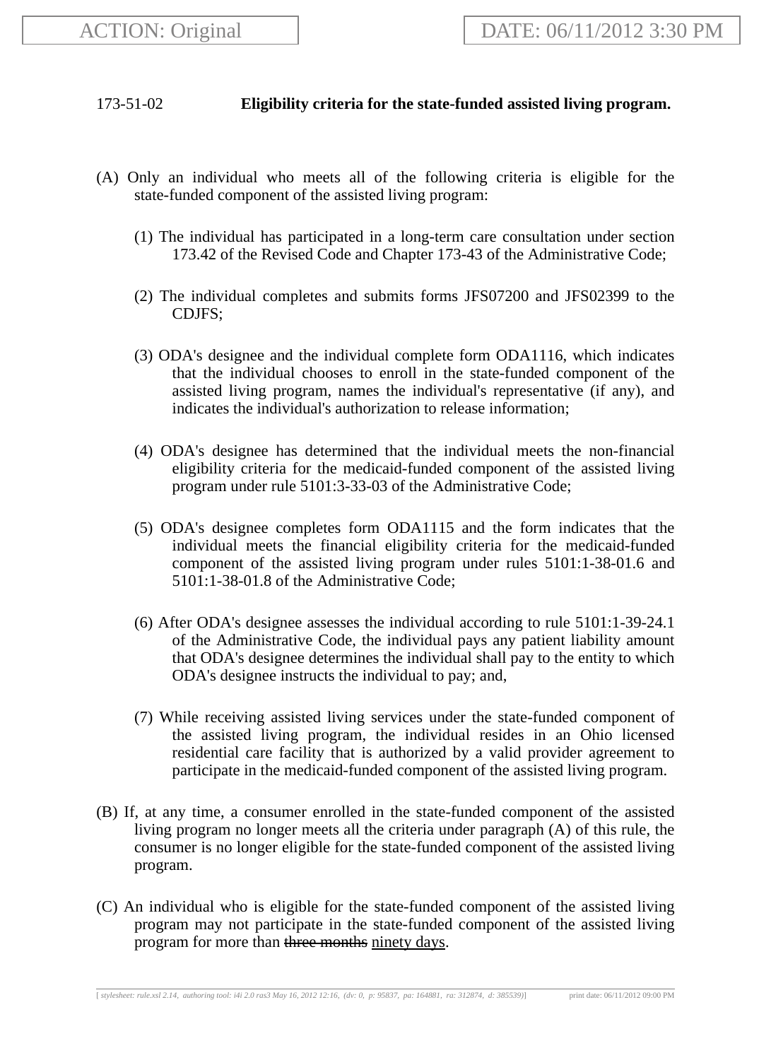ACTION: Original

DATE: 06/11/2012 3:30 PM

173-51-02 **Eligibility criteria for the state-funded assisted living program.**

(A) Only an individual who meets all of the following criteria is eligible for the state-funded component of the assisted living program:

(1) The individual has participated in a long-term care consultation under section 173.42 of the Revised Code and Chapter 173-43 of the Administrative Code;

(2) The individual completes and submits forms JFS07200 and JFS02399 to the CDJFS;

(3) ODA's designee and the individual complete form ODA1116, which indicates that the individual chooses to enroll in the state-funded component of the assisted living program, names the individual's representative (if any), and indicates the individual's authorization to release information;

(4) ODA's designee has determined that the individual meets the non-financial eligibility criteria for the medicaid-funded component of the assisted living program under rule 5101:3-33-03 of the Administrative Code;

(5) ODA's designee completes form ODA1115 and the form indicates that the individual meets the financial eligibility criteria for the medicaid-funded component of the assisted living program under rules 5101:1-38-01.6 and 5101:1-38-01.8 of the Administrative Code;

(6) After ODA's designee assesses the individual according to rule 5101:1-39-24.1 of the Administrative Code, the individual pays any patient liability amount that ODA's designee determines the individual shall pay to the entity to which ODA's designee instructs the individual to pay; and,

(7) While receiving assisted living services under the state-funded component of the assisted living program, the individual resides in an Ohio licensed residential care facility that is authorized by a valid provider agreement to participate in the medicaid-funded component of the assisted living program.

(B) If, at any time, a consumer enrolled in the state-funded component of the assisted living program no longer meets all the criteria under paragraph (A) of this rule, the consumer is no longer eligible for the state-funded component of the assisted living program.

(C) An individual who is eligible for the state-funded component of the assisted living program may not participate in the state-funded component of the assisted living program for more than ~~three months~~ <u>ninety days</u>.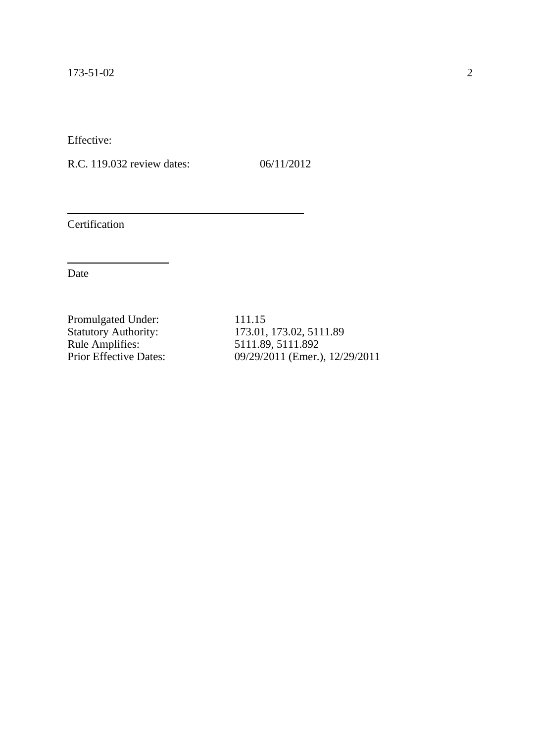Effective:

R.C. 119.032 review dates: 06/11/2012

\_\_\_\_\_\_\_\_\_\_\_\_\_\_\_\_\_\_\_\_\_\_\_\_\_\_\_\_\_\_\_\_\_\_\_\_\_\_\_\_

Certification

\_\_\_\_\_\_\_\_\_\_\_\_\_\_\_\_\_

Date

| | |
|---|---|
| Promulgated Under: | 111.15 |
| Statutory Authority: | 173.01, 173.02, 5111.89 |
| Rule Amplifies: | 5111.89, 5111.892 |
| Prior Effective Dates: | 09/29/2011 (Emer.), 12/29/2011 |